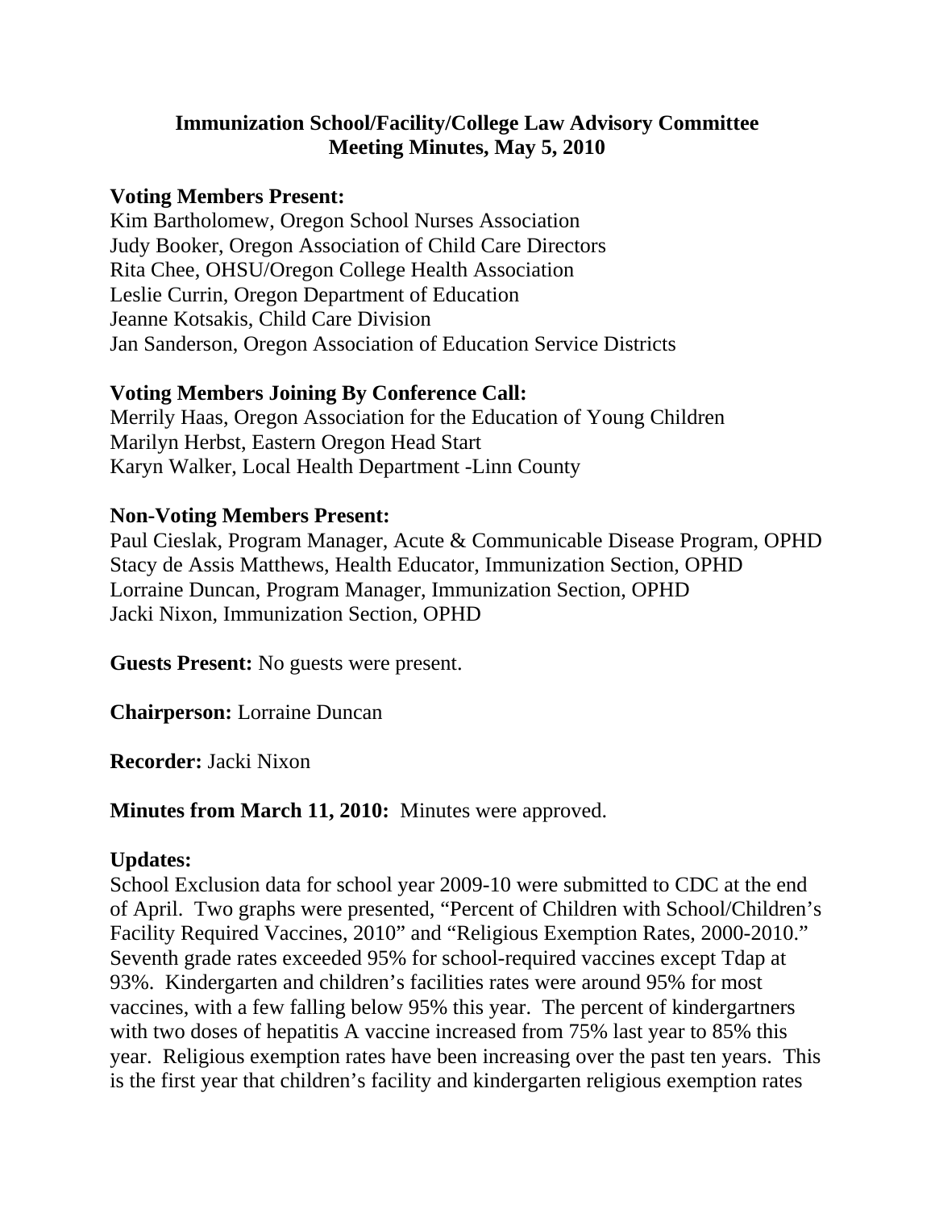# Immunization School/Facility/College Law Advisory Committee
# Meeting Minutes, May 5, 2010

**Voting Members Present:**
Kim Bartholomew, Oregon School Nurses Association
Judy Booker, Oregon Association of Child Care Directors
Rita Chee, OHSU/Oregon College Health Association
Leslie Currin, Oregon Department of Education
Jeanne Kotsakis, Child Care Division
Jan Sanderson, Oregon Association of Education Service Districts

**Voting Members Joining By Conference Call:**
Merrily Haas, Oregon Association for the Education of Young Children
Marilyn Herbst, Eastern Oregon Head Start
Karyn Walker, Local Health Department -Linn County

**Non-Voting Members Present:**
Paul Cieslak, Program Manager, Acute & Communicable Disease Program, OPHD
Stacy de Assis Matthews, Health Educator, Immunization Section, OPHD
Lorraine Duncan, Program Manager, Immunization Section, OPHD
Jacki Nixon, Immunization Section, OPHD

**Guests Present:** No guests were present.

**Chairperson:** Lorraine Duncan

**Recorder:** Jacki Nixon

**Minutes from March 11, 2010:** Minutes were approved.

**Updates:**
School Exclusion data for school year 2009-10 were submitted to CDC at the end of April. Two graphs were presented, "Percent of Children with School/Children's Facility Required Vaccines, 2010" and "Religious Exemption Rates, 2000-2010." Seventh grade rates exceeded 95% for school-required vaccines except Tdap at 93%. Kindergarten and children's facilities rates were around 95% for most vaccines, with a few falling below 95% this year. The percent of kindergartners with two doses of hepatitis A vaccine increased from 75% last year to 85% this year. Religious exemption rates have been increasing over the past ten years. This is the first year that children's facility and kindergarten religious exemption rates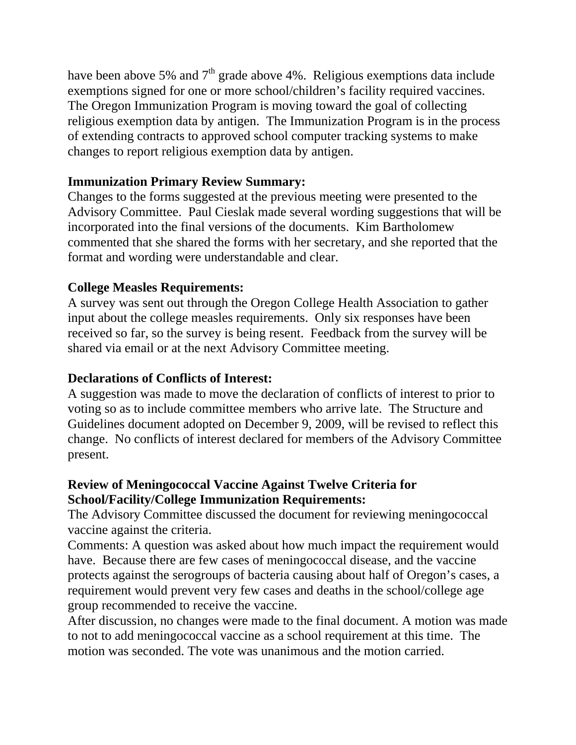have been above 5% and 7th grade above 4%. Religious exemptions data include exemptions signed for one or more school/children's facility required vaccines. The Oregon Immunization Program is moving toward the goal of collecting religious exemption data by antigen. The Immunization Program is in the process of extending contracts to approved school computer tracking systems to make changes to report religious exemption data by antigen.

**Immunization Primary Review Summary:**
Changes to the forms suggested at the previous meeting were presented to the Advisory Committee. Paul Cieslak made several wording suggestions that will be incorporated into the final versions of the documents. Kim Bartholomew commented that she shared the forms with her secretary, and she reported that the format and wording were understandable and clear.

**College Measles Requirements:**
A survey was sent out through the Oregon College Health Association to gather input about the college measles requirements. Only six responses have been received so far, so the survey is being resent. Feedback from the survey will be shared via email or at the next Advisory Committee meeting.

**Declarations of Conflicts of Interest:**
A suggestion was made to move the declaration of conflicts of interest to prior to voting so as to include committee members who arrive late. The Structure and Guidelines document adopted on December 9, 2009, will be revised to reflect this change. No conflicts of interest declared for members of the Advisory Committee present.

**Review of Meningococcal Vaccine Against Twelve Criteria for School/Facility/College Immunization Requirements:**
The Advisory Committee discussed the document for reviewing meningococcal vaccine against the criteria.
Comments: A question was asked about how much impact the requirement would have. Because there are few cases of meningococcal disease, and the vaccine protects against the serogroups of bacteria causing about half of Oregon's cases, a requirement would prevent very few cases and deaths in the school/college age group recommended to receive the vaccine.
After discussion, no changes were made to the final document. A motion was made to not to add meningococcal vaccine as a school requirement at this time. The motion was seconded. The vote was unanimous and the motion carried.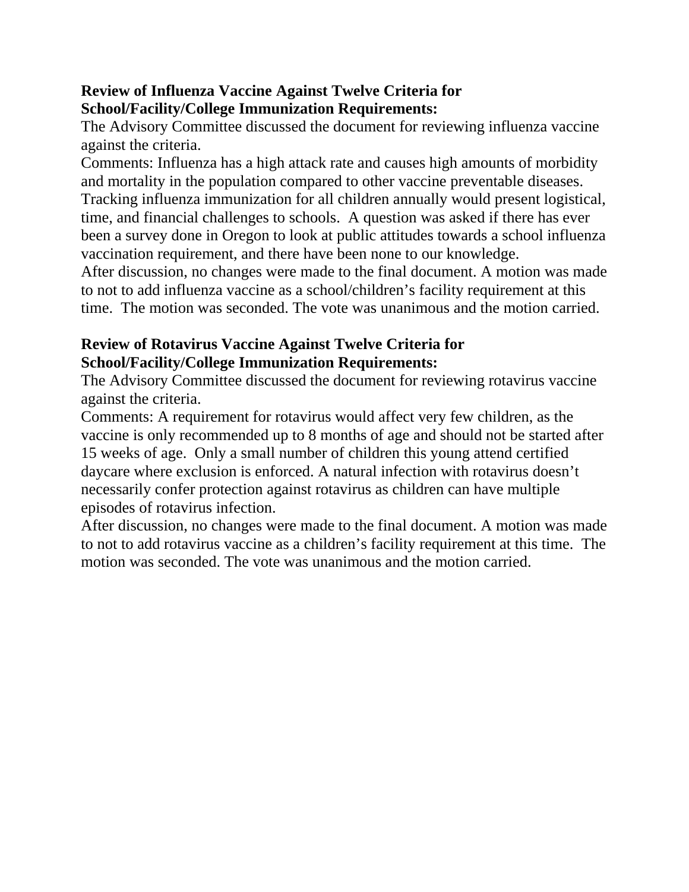**Review of Influenza Vaccine Against Twelve Criteria for School/Facility/College Immunization Requirements:**

The Advisory Committee discussed the document for reviewing influenza vaccine against the criteria.

Comments: Influenza has a high attack rate and causes high amounts of morbidity and mortality in the population compared to other vaccine preventable diseases. Tracking influenza immunization for all children annually would present logistical, time, and financial challenges to schools. A question was asked if there has ever been a survey done in Oregon to look at public attitudes towards a school influenza vaccination requirement, and there have been none to our knowledge.

After discussion, no changes were made to the final document. A motion was made to not to add influenza vaccine as a school/children's facility requirement at this time. The motion was seconded. The vote was unanimous and the motion carried.

**Review of Rotavirus Vaccine Against Twelve Criteria for School/Facility/College Immunization Requirements:**

The Advisory Committee discussed the document for reviewing rotavirus vaccine against the criteria.

Comments: A requirement for rotavirus would affect very few children, as the vaccine is only recommended up to 8 months of age and should not be started after 15 weeks of age. Only a small number of children this young attend certified daycare where exclusion is enforced. A natural infection with rotavirus doesn't necessarily confer protection against rotavirus as children can have multiple episodes of rotavirus infection.

After discussion, no changes were made to the final document. A motion was made to not to add rotavirus vaccine as a children's facility requirement at this time. The motion was seconded. The vote was unanimous and the motion carried.